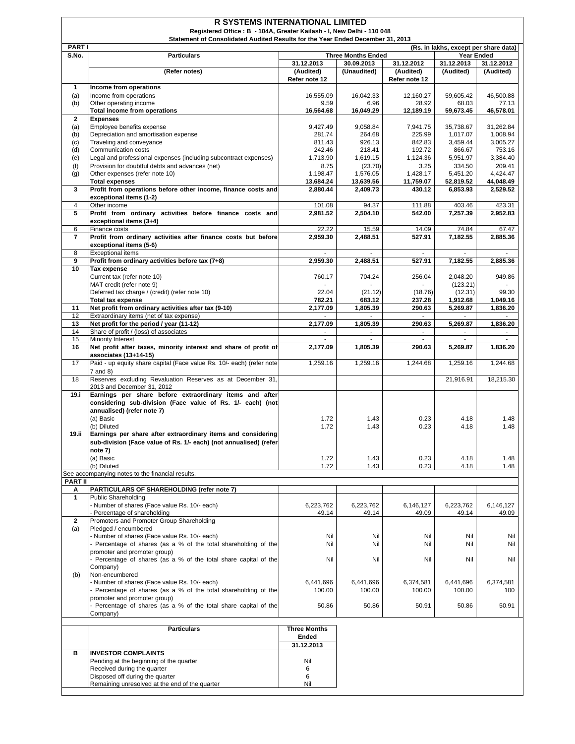# R SYSTEMS INTERNATIONAL LIMITED

**Registered Office : B - 104A, Greater Kailash - I, New Delhi - 110 048**

**Statement of Consolidated Audited Results for the Year Ended December 31, 2013**

**PART I** (Rs. in lakhs, except per share data)

| S.No. | Particulars | Three Months Ended | | | Year Ended | |
|---|---|---|---|---|---|---|
| | | 31.12.2013 | 30.09.2013 | 31.12.2012 | 31.12.2013 | 31.12.2012 |
| | (Refer notes) | (Audited) Refer note 12 | (Unaudited) | (Audited) Refer note 12 | (Audited) | (Audited) |
| **1** | **Income from operations** | | | | | |
| (a) | Income from operations | 16,555.09 | 16,042.33 | 12,160.27 | 59,605.42 | 46,500.88 |
| (b) | Other operating income | 9.59 | 6.96 | 28.92 | 68.03 | 77.13 |
| | **Total income from operations** | **16,564.68** | **16,049.29** | **12,189.19** | **59,673.45** | **46,578.01** |
| **2** | **Expenses** | | | | | |
| (a) | Employee benefits expense | 9,427.49 | 9,058.84 | 7,941.75 | 35,738.67 | 31,262.84 |
| (b) | Depreciation and amortisation expense | 281.74 | 264.68 | 225.99 | 1,017.07 | 1,008.94 |
| (c) | Traveling and conveyance | 811.43 | 926.13 | 842.83 | 3,459.44 | 3,005.27 |
| (d) | Communication costs | 242.46 | 218.41 | 192.72 | 866.67 | 753.16 |
| (e) | Legal and professional expenses (including subcontract expenses) | 1,713.90 | 1,619.15 | 1,124.36 | 5,951.97 | 3,384.40 |
| (f) | Provision for doubtful debts and advances (net) | 8.75 | (23.70) | 3.25 | 334.50 | 209.41 |
| (g) | Other expenses (refer note 10) | 1,198.47 | 1,576.05 | 1,428.17 | 5,451.20 | 4,424.47 |
| | **Total expenses** | **13,684.24** | **13,639.56** | **11,759.07** | **52,819.52** | **44,048.49** |
| **3** | **Profit from operations before other income, finance costs and exceptional items (1-2)** | **2,880.44** | **2,409.73** | **430.12** | **6,853.93** | **2,529.52** |
| 4 | Other income | 101.08 | 94.37 | 111.88 | 403.46 | 423.31 |
| **5** | **Profit from ordinary activities before finance costs and exceptional items (3+4)** | **2,981.52** | **2,504.10** | **542.00** | **7,257.39** | **2,952.83** |
| 6 | Finance costs | 22.22 | 15.59 | 14.09 | 74.84 | 67.47 |
| **7** | **Profit from ordinary activities after finance costs but before exceptional items (5-6)** | **2,959.30** | **2,488.51** | **527.91** | **7,182.55** | **2,885.36** |
| 8 | Exceptional items | - | - | - | - | - |
| **9** | **Profit from ordinary activities before tax (7+8)** | **2,959.30** | **2,488.51** | **527.91** | **7,182.55** | **2,885.36** |
| **10** | **Tax expense** | | | | | |
| | Current tax (refer note 10) | 760.17 | 704.24 | 256.04 | 2,048.20 | 949.86 |
| | MAT credit (refer note 9) | - | - | - | (123.21) | - |
| | Deferred tax charge / (credit) (refer note 10) | 22.04 | (21.12) | (18.76) | (12.31) | 99.30 |
| | **Total tax expense** | **782.21** | **683.12** | **237.28** | **1,912.68** | **1,049.16** |
| **11** | **Net profit from ordinary activities after tax (9-10)** | **2,177.09** | **1,805.39** | **290.63** | **5,269.87** | **1,836.20** |
| 12 | Extraordinary items (net of tax expense) | - | - | - | - | - |
| **13** | **Net profit for the period / year (11-12)** | **2,177.09** | **1,805.39** | **290.63** | **5,269.87** | **1,836.20** |
| 14 | Share of profit / (loss) of associates | - | - | - | - | - |
| 15 | Minority Interest | - | - | - | - | - |
| **16** | **Net profit after taxes, minority interest and share of profit of associates (13+14-15)** | **2,177.09** | **1,805.39** | **290.63** | **5,269.87** | **1,836.20** |
| 17 | Paid - up equity share capital (Face value Rs. 10/- each) (refer note 7 and 8) | 1,259.16 | 1,259.16 | 1,244.68 | 1,259.16 | 1,244.68 |
| 18 | Reserves excluding Revaluation Reserves as at December 31, 2013 and December 31, 2012 | | | | 21,916.91 | 18,215.30 |
| **19.i** | **Earnings per share before extraordinary items and after considering sub-division (Face value of Rs. 1/- each) (not annualised) (refer note 7)** | | | | | |
| | (a) Basic | 1.72 | 1.43 | 0.23 | 4.18 | 1.48 |
| | (b) Diluted | 1.72 | 1.43 | 0.23 | 4.18 | 1.48 |
| **19.ii** | **Earnings per share after extraordinary items and considering sub-division (Face value of Rs. 1/- each) (not annualised) (refer note 7)** | | | | | |
| | (a) Basic | 1.72 | 1.43 | 0.23 | 4.18 | 1.48 |
| | (b) Diluted | 1.72 | 1.43 | 0.23 | 4.18 | 1.48 |

See accompanying notes to the financial results.

**PART II**

| | | 31.12.2013 | 30.09.2013 | 31.12.2012 | 31.12.2013 | 31.12.2012 |
|---|---|---|---|---|---|---|
| **A** | **PARTICULARS OF SHAREHOLDING (refer note 7)** | | | | | |
| **1** | Public Shareholding | | | | | |
| | - Number of shares (Face value Rs. 10/- each) | 6,223,762 | 6,223,762 | 6,146,127 | 6,223,762 | 6,146,127 |
| | - Percentage of shareholding | 49.14 | 49.14 | 49.09 | 49.14 | 49.09 |
| **2** | Promoters and Promoter Group Shareholding | | | | | |
| (a) | Pledged / encumbered | | | | | |
| | - Number of shares (Face value Rs. 10/- each) | Nil | Nil | Nil | Nil | Nil |
| | - Percentage of shares (as a % of the total shareholding of the promoter and promoter group) | Nil | Nil | Nil | Nil | Nil |
| | - Percentage of shares (as a % of the total share capital of the Company) | Nil | Nil | Nil | Nil | Nil |
| (b) | Non-encumbered | | | | | |
| | - Number of shares (Face value Rs. 10/- each) | 6,441,696 | 6,441,696 | 6,374,581 | 6,441,696 | 6,374,581 |
| | - Percentage of shares (as a % of the total shareholding of the promoter and promoter group) | 100.00 | 100.00 | 100.00 | 100.00 | 100 |
| | - Percentage of shares (as a % of the total share capital of the Company) | 50.86 | 50.86 | 50.91 | 50.86 | 50.91 |

| | Particulars | Three Months Ended 31.12.2013 |
|---|---|---|
| **B** | **INVESTOR COMPLAINTS** | |
| | Pending at the beginning of the quarter | Nil |
| | Received during the quarter | 6 |
| | Disposed off during the quarter | 6 |
| | Remaining unresolved at the end of the quarter | Nil |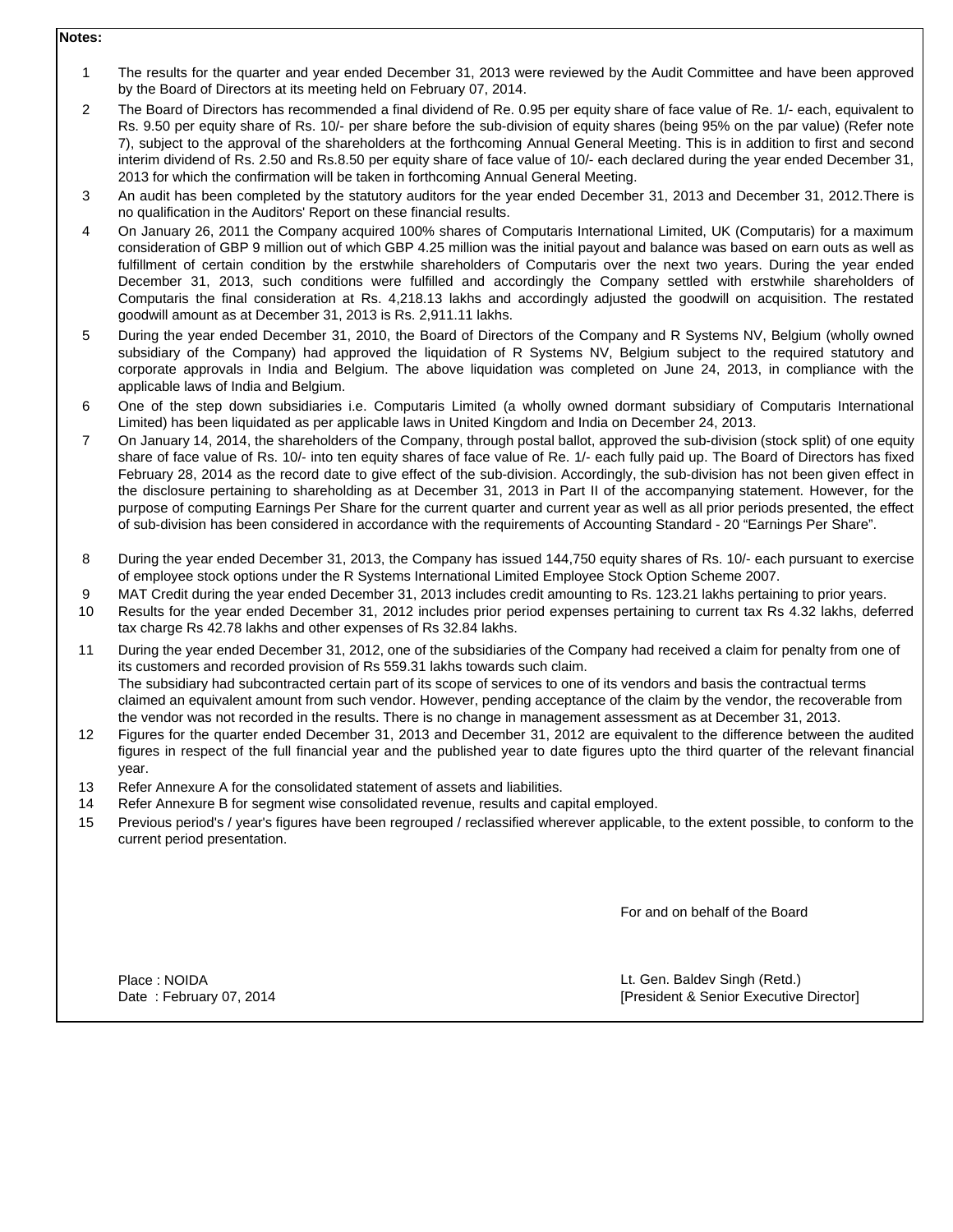**Notes:**

1. The results for the quarter and year ended December 31, 2013 were reviewed by the Audit Committee and have been approved by the Board of Directors at its meeting held on February 07, 2014.
2. The Board of Directors has recommended a final dividend of Re. 0.95 per equity share of face value of Re. 1/- each, equivalent to Rs. 9.50 per equity share of Rs. 10/- per share before the sub-division of equity shares (being 95% on the par value) (Refer note 7), subject to the approval of the shareholders at the forthcoming Annual General Meeting. This is in addition to first and second interim dividend of Rs. 2.50 and Rs.8.50 per equity share of face value of 10/- each declared during the year ended December 31, 2013 for which the confirmation will be taken in forthcoming Annual General Meeting.
3. An audit has been completed by the statutory auditors for the year ended December 31, 2013 and December 31, 2012.There is no qualification in the Auditors' Report on these financial results.
4. On January 26, 2011 the Company acquired 100% shares of Computaris International Limited, UK (Computaris) for a maximum consideration of GBP 9 million out of which GBP 4.25 million was the initial payout and balance was based on earn outs as well as fulfillment of certain condition by the erstwhile shareholders of Computaris over the next two years. During the year ended December 31, 2013, such conditions were fulfilled and accordingly the Company settled with erstwhile shareholders of Computaris the final consideration at Rs. 4,218.13 lakhs and accordingly adjusted the goodwill on acquisition. The restated goodwill amount as at December 31, 2013 is Rs. 2,911.11 lakhs.
5. During the year ended December 31, 2010, the Board of Directors of the Company and R Systems NV, Belgium (wholly owned subsidiary of the Company) had approved the liquidation of R Systems NV, Belgium subject to the required statutory and corporate approvals in India and Belgium. The above liquidation was completed on June 24, 2013, in compliance with the applicable laws of India and Belgium.
6. One of the step down subsidiaries i.e. Computaris Limited (a wholly owned dormant subsidiary of Computaris International Limited) has been liquidated as per applicable laws in United Kingdom and India on December 24, 2013.
7. On January 14, 2014, the shareholders of the Company, through postal ballot, approved the sub-division (stock split) of one equity share of face value of Rs. 10/- into ten equity shares of face value of Re. 1/- each fully paid up. The Board of Directors has fixed February 28, 2014 as the record date to give effect of the sub-division. Accordingly, the sub-division has not been given effect in the disclosure pertaining to shareholding as at December 31, 2013 in Part II of the accompanying statement. However, for the purpose of computing Earnings Per Share for the current quarter and current year as well as all prior periods presented, the effect of sub-division has been considered in accordance with the requirements of Accounting Standard - 20 "Earnings Per Share".
8. During the year ended December 31, 2013, the Company has issued 144,750 equity shares of Rs. 10/- each pursuant to exercise of employee stock options under the R Systems International Limited Employee Stock Option Scheme 2007.
9. MAT Credit during the year ended December 31, 2013 includes credit amounting to Rs. 123.21 lakhs pertaining to prior years.
10. Results for the year ended December 31, 2012 includes prior period expenses pertaining to current tax Rs 4.32 lakhs, deferred tax charge Rs 42.78 lakhs and other expenses of Rs 32.84 lakhs.
11. During the year ended December 31, 2012, one of the subsidiaries of the Company had received a claim for penalty from one of its customers and recorded provision of Rs 559.31 lakhs towards such claim.
    The subsidiary had subcontracted certain part of its scope of services to one of its vendors and basis the contractual terms claimed an equivalent amount from such vendor. However, pending acceptance of the claim by the vendor, the recoverable from the vendor was not recorded in the results. There is no change in management assessment as at December 31, 2013.
12. Figures for the quarter ended December 31, 2013 and December 31, 2012 are equivalent to the difference between the audited figures in respect of the full financial year and the published year to date figures upto the third quarter of the relevant financial year.
13. Refer Annexure A for the consolidated statement of assets and liabilities.
14. Refer Annexure B for segment wise consolidated revenue, results and capital employed.
15. Previous period's / year's figures have been regrouped / reclassified wherever applicable, to the extent possible, to conform to the current period presentation.

For and on behalf of the Board

Place : NOIDA
Date : February 07, 2014

Lt. Gen. Baldev Singh (Retd.)
[President & Senior Executive Director]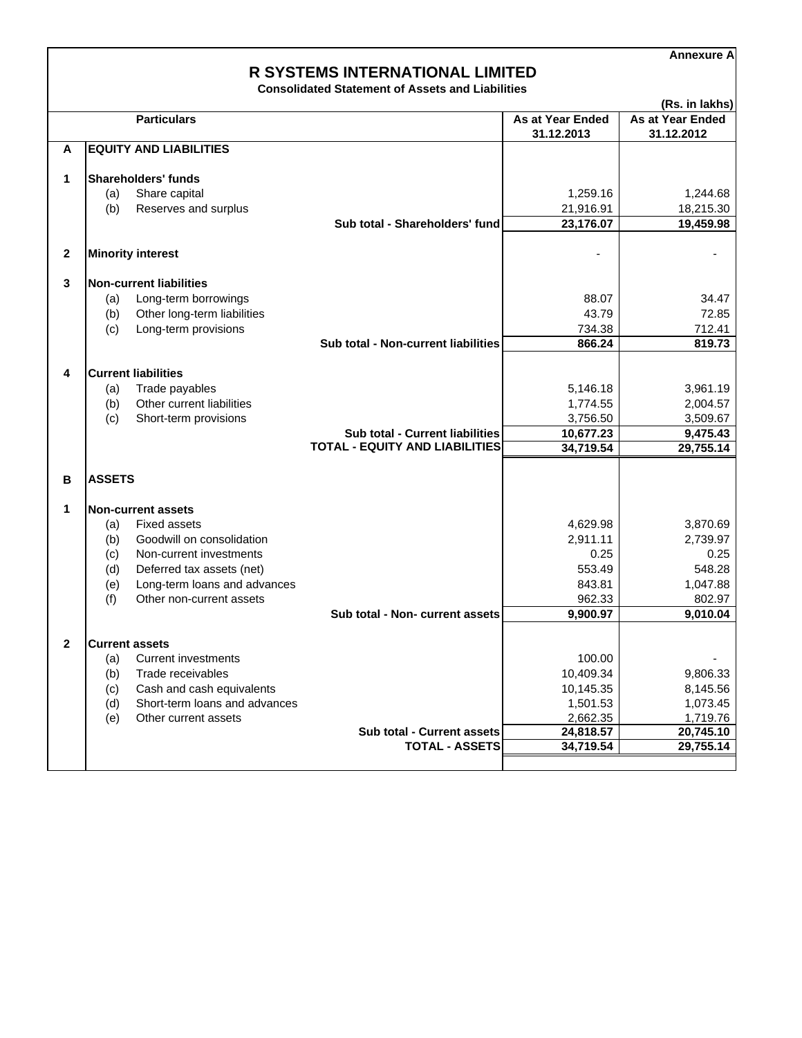Annexure A

# R SYSTEMS INTERNATIONAL LIMITED

**Consolidated Statement of Assets and Liabilities**

(Rs. in lakhs)

| | | Particulars | As at Year Ended 31.12.2013 | As at Year Ended 31.12.2012 |
|---|---|---|---|---|
| **A** | | **EQUITY AND LIABILITIES** | | |
| **1** | | **Shareholders' funds** | | |
| | (a) | Share capital | 1,259.16 | 1,244.68 |
| | (b) | Reserves and surplus | 21,916.91 | 18,215.30 |
| | | **Sub total - Shareholders' fund** | **23,176.07** | **19,459.98** |
| **2** | | **Minority interest** | - | - |
| **3** | | **Non-current liabilities** | | |
| | (a) | Long-term borrowings | 88.07 | 34.47 |
| | (b) | Other long-term liabilities | 43.79 | 72.85 |
| | (c) | Long-term provisions | 734.38 | 712.41 |
| | | **Sub total - Non-current liabilities** | **866.24** | **819.73** |
| **4** | | **Current liabilities** | | |
| | (a) | Trade payables | 5,146.18 | 3,961.19 |
| | (b) | Other current liabilities | 1,774.55 | 2,004.57 |
| | (c) | Short-term provisions | 3,756.50 | 3,509.67 |
| | | **Sub total - Current liabilities** | **10,677.23** | **9,475.43** |
| | | **TOTAL - EQUITY AND LIABILITIES** | **34,719.54** | **29,755.14** |
| **B** | | **ASSETS** | | |
| **1** | | **Non-current assets** | | |
| | (a) | Fixed assets | 4,629.98 | 3,870.69 |
| | (b) | Goodwill on consolidation | 2,911.11 | 2,739.97 |
| | (c) | Non-current investments | 0.25 | 0.25 |
| | (d) | Deferred tax assets (net) | 553.49 | 548.28 |
| | (e) | Long-term loans and advances | 843.81 | 1,047.88 |
| | (f) | Other non-current assets | 962.33 | 802.97 |
| | | **Sub total - Non- current assets** | **9,900.97** | **9,010.04** |
| **2** | | **Current assets** | | |
| | (a) | Current investments | 100.00 | - |
| | (b) | Trade receivables | 10,409.34 | 9,806.33 |
| | (c) | Cash and cash equivalents | 10,145.35 | 8,145.56 |
| | (d) | Short-term loans and advances | 1,501.53 | 1,073.45 |
| | (e) | Other current assets | 2,662.35 | 1,719.76 |
| | | **Sub total - Current assets** | **24,818.57** | **20,745.10** |
| | | **TOTAL - ASSETS** | **34,719.54** | **29,755.14** |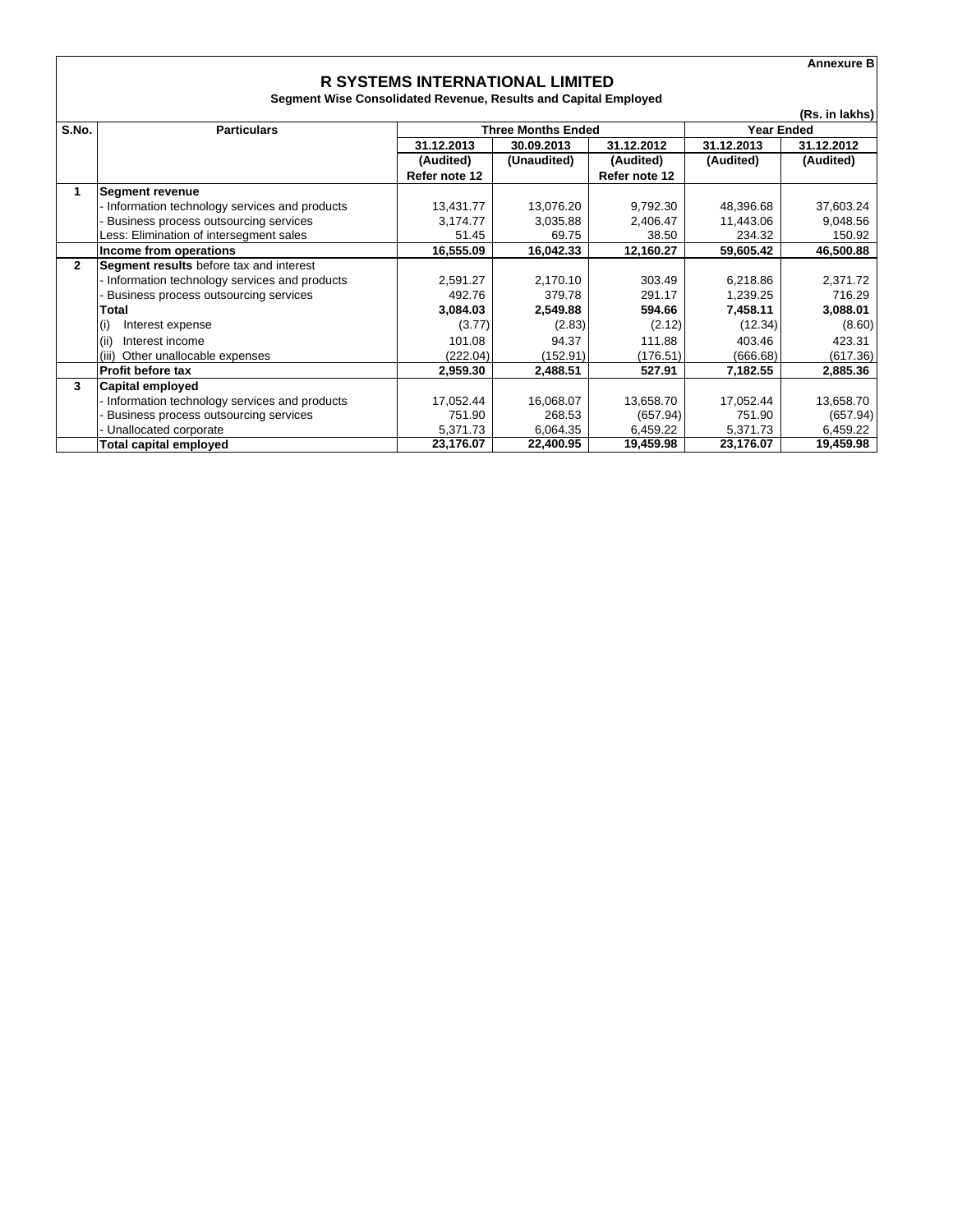Annexure B

# R SYSTEMS INTERNATIONAL LIMITED

**Segment Wise Consolidated Revenue, Results and Capital Employed**

(Rs. in lakhs)

| S.No. | Particulars | Three Months Ended | | | Year Ended | |
|---|---|---|---|---|---|---|
| | | 31.12.2013 | 30.09.2013 | 31.12.2012 | 31.12.2013 | 31.12.2012 |
| | | (Audited) Refer note 12 | (Unaudited) | (Audited) Refer note 12 | (Audited) | (Audited) |
| 1 | **Segment revenue** | | | | | |
| | - Information technology services and products | 13,431.77 | 13,076.20 | 9,792.30 | 48,396.68 | 37,603.24 |
| | - Business process outsourcing services | 3,174.77 | 3,035.88 | 2,406.47 | 11,443.06 | 9,048.56 |
| | Less: Elimination of intersegment sales | 51.45 | 69.75 | 38.50 | 234.32 | 150.92 |
| | **Income from operations** | **16,555.09** | **16,042.33** | **12,160.27** | **59,605.42** | **46,500.88** |
| 2 | **Segment results** before tax and interest | | | | | |
| | - Information technology services and products | 2,591.27 | 2,170.10 | 303.49 | 6,218.86 | 2,371.72 |
| | - Business process outsourcing services | 492.76 | 379.78 | 291.17 | 1,239.25 | 716.29 |
| | **Total** | **3,084.03** | **2,549.88** | **594.66** | **7,458.11** | **3,088.01** |
| | (i) Interest expense | (3.77) | (2.83) | (2.12) | (12.34) | (8.60) |
| | (ii) Interest income | 101.08 | 94.37 | 111.88 | 403.46 | 423.31 |
| | (iii) Other unallocable expenses | (222.04) | (152.91) | (176.51) | (666.68) | (617.36) |
| | **Profit before tax** | **2,959.30** | **2,488.51** | **527.91** | **7,182.55** | **2,885.36** |
| 3 | **Capital employed** | | | | | |
| | - Information technology services and products | 17,052.44 | 16,068.07 | 13,658.70 | 17,052.44 | 13,658.70 |
| | - Business process outsourcing services | 751.90 | 268.53 | (657.94) | 751.90 | (657.94) |
| | - Unallocated corporate | 5,371.73 | 6,064.35 | 6,459.22 | 5,371.73 | 6,459.22 |
| | **Total capital employed** | **23,176.07** | **22,400.95** | **19,459.98** | **23,176.07** | **19,459.98** |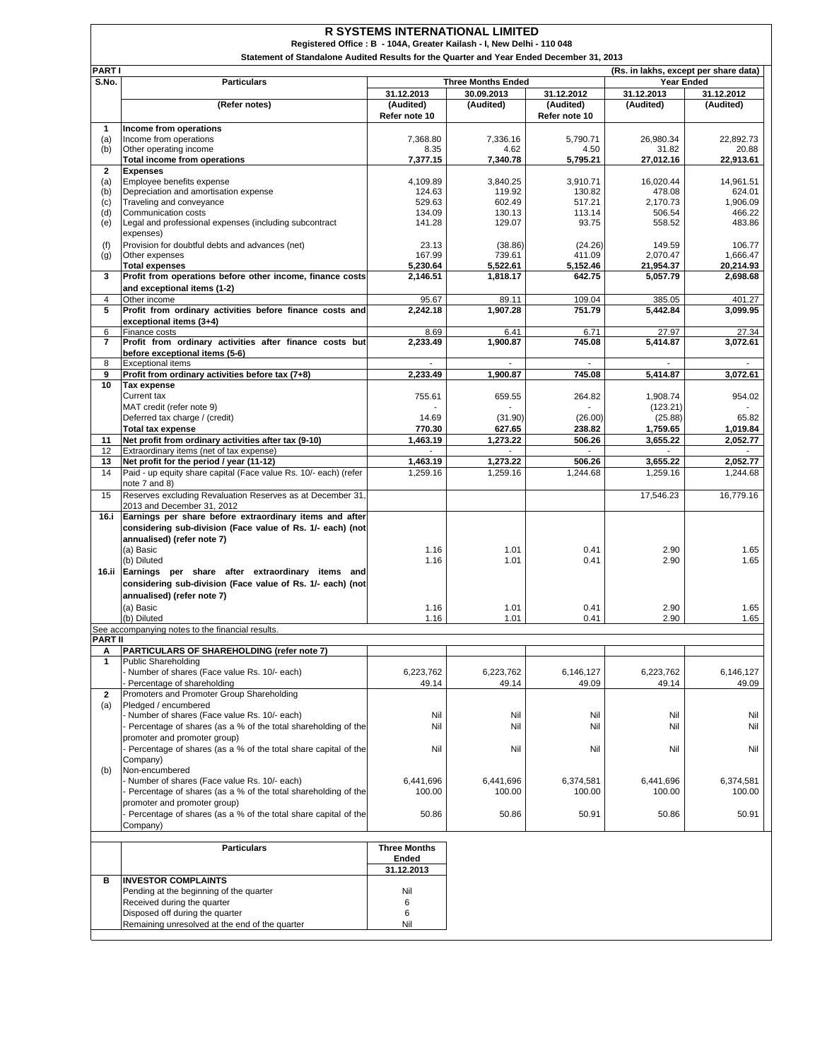# R SYSTEMS INTERNATIONAL LIMITED

**Registered Office : B - 104A, Greater Kailash - I, New Delhi - 110 048**

**Statement of Standalone Audited Results for the Quarter and Year Ended December 31, 2013**

**PART I** (Rs. in lakhs, except per share data)

| S.No. | Particulars | Three Months Ended | | | Year Ended | |
|---|---|---|---|---|---|---|
| | | 31.12.2013 | 30.09.2013 | 31.12.2012 | 31.12.2013 | 31.12.2012 |
| | (Refer notes) | (Audited) Refer note 10 | (Audited) | (Audited) Refer note 10 | (Audited) | (Audited) |
| **1** | **Income from operations** | | | | | |
| (a) | Income from operations | 7,368.80 | 7,336.16 | 5,790.71 | 26,980.34 | 22,892.73 |
| (b) | Other operating income | 8.35 | 4.62 | 4.50 | 31.82 | 20.88 |
| | **Total income from operations** | **7,377.15** | **7,340.78** | **5,795.21** | **27,012.16** | **22,913.61** |
| **2** | **Expenses** | | | | | |
| (a) | Employee benefits expense | 4,109.89 | 3,840.25 | 3,910.71 | 16,020.44 | 14,961.51 |
| (b) | Depreciation and amortisation expense | 124.63 | 119.92 | 130.82 | 478.08 | 624.01 |
| (c) | Traveling and conveyance | 529.63 | 602.49 | 517.21 | 2,170.73 | 1,906.09 |
| (d) | Communication costs | 134.09 | 130.13 | 113.14 | 506.54 | 466.22 |
| (e) | Legal and professional expenses (including subcontract expenses) | 141.28 | 129.07 | 93.75 | 558.52 | 483.86 |
| (f) | Provision for doubtful debts and advances (net) | 23.13 | (38.86) | (24.26) | 149.59 | 106.77 |
| (g) | Other expenses | 167.99 | 739.61 | 411.09 | 2,070.47 | 1,666.47 |
| | **Total expenses** | **5,230.64** | **5,522.61** | **5,152.46** | **21,954.37** | **20,214.93** |
| **3** | **Profit from operations before other income, finance costs and exceptional items (1-2)** | **2,146.51** | **1,818.17** | **642.75** | **5,057.79** | **2,698.68** |
| 4 | Other income | 95.67 | 89.11 | 109.04 | 385.05 | 401.27 |
| **5** | **Profit from ordinary activities before finance costs and exceptional items (3+4)** | **2,242.18** | **1,907.28** | **751.79** | **5,442.84** | **3,099.95** |
| 6 | Finance costs | 8.69 | 6.41 | 6.71 | 27.97 | 27.34 |
| **7** | **Profit from ordinary activities after finance costs but before exceptional items (5-6)** | **2,233.49** | **1,900.87** | **745.08** | **5,414.87** | **3,072.61** |
| 8 | Exceptional items | - | - | - | - | - |
| **9** | **Profit from ordinary activities before tax (7+8)** | **2,233.49** | **1,900.87** | **745.08** | **5,414.87** | **3,072.61** |
| **10** | **Tax expense** | | | | | |
| | Current tax | 755.61 | 659.55 | 264.82 | 1,908.74 | 954.02 |
| | MAT credit (refer note 9) | - | - | - | (123.21) | - |
| | Deferred tax charge / (credit) | 14.69 | (31.90) | (26.00) | (25.88) | 65.82 |
| | **Total tax expense** | **770.30** | **627.65** | **238.82** | **1,759.65** | **1,019.84** |
| **11** | **Net profit from ordinary activities after tax (9-10)** | **1,463.19** | **1,273.22** | **506.26** | **3,655.22** | **2,052.77** |
| 12 | Extraordinary items (net of tax expense) | - | - | - | - | - |
| **13** | **Net profit for the period / year (11-12)** | **1,463.19** | **1,273.22** | **506.26** | **3,655.22** | **2,052.77** |
| 14 | Paid - up equity share capital (Face value Rs. 10/- each) (refer note 7 and 8) | 1,259.16 | 1,259.16 | 1,244.68 | 1,259.16 | 1,244.68 |
| 15 | Reserves excluding Revaluation Reserves as at December 31, 2013 and December 31, 2012 | | | | 17,546.23 | 16,779.16 |
| **16.i** | **Earnings per share before extraordinary items and after considering sub-division (Face value of Rs. 1/- each) (not annualised) (refer note 7)** | | | | | |
| | (a) Basic | 1.16 | 1.01 | 0.41 | 2.90 | 1.65 |
| | (b) Diluted | 1.16 | 1.01 | 0.41 | 2.90 | 1.65 |
| **16.ii** | **Earnings per share after extraordinary items and considering sub-division (Face value of Rs. 1/- each) (not annualised) (refer note 7)** | | | | | |
| | (a) Basic | 1.16 | 1.01 | 0.41 | 2.90 | 1.65 |
| | (b) Diluted | 1.16 | 1.01 | 0.41 | 2.90 | 1.65 |

See accompanying notes to the financial results.

**PART II**

| | | | | | | |
|---|---|---|---|---|---|---|
| **A** | **PARTICULARS OF SHAREHOLDING (refer note 7)** | | | | | |
| **1** | Public Shareholding | | | | | |
| | - Number of shares (Face value Rs. 10/- each) | 6,223,762 | 6,223,762 | 6,146,127 | 6,223,762 | 6,146,127 |
| | - Percentage of shareholding | 49.14 | 49.14 | 49.09 | 49.14 | 49.09 |
| **2** | Promoters and Promoter Group Shareholding | | | | | |
| (a) | Pledged / encumbered | | | | | |
| | - Number of shares (Face value Rs. 10/- each) | Nil | Nil | Nil | Nil | Nil |
| | - Percentage of shares (as a % of the total shareholding of the promoter and promoter group) | Nil | Nil | Nil | Nil | Nil |
| | - Percentage of shares (as a % of the total share capital of the Company) | Nil | Nil | Nil | Nil | Nil |
| (b) | Non-encumbered | | | | | |
| | - Number of shares (Face value Rs. 10/- each) | 6,441,696 | 6,441,696 | 6,374,581 | 6,441,696 | 6,374,581 |
| | - Percentage of shares (as a % of the total shareholding of the promoter and promoter group) | 100.00 | 100.00 | 100.00 | 100.00 | 100.00 |
| | - Percentage of shares (as a % of the total share capital of the Company) | 50.86 | 50.86 | 50.91 | 50.86 | 50.91 |

| | Particulars | Three Months Ended 31.12.2013 |
|---|---|---|
| **B** | **INVESTOR COMPLAINTS** | |
| | Pending at the beginning of the quarter | Nil |
| | Received during the quarter | 6 |
| | Disposed off during the quarter | 6 |
| | Remaining unresolved at the end of the quarter | Nil |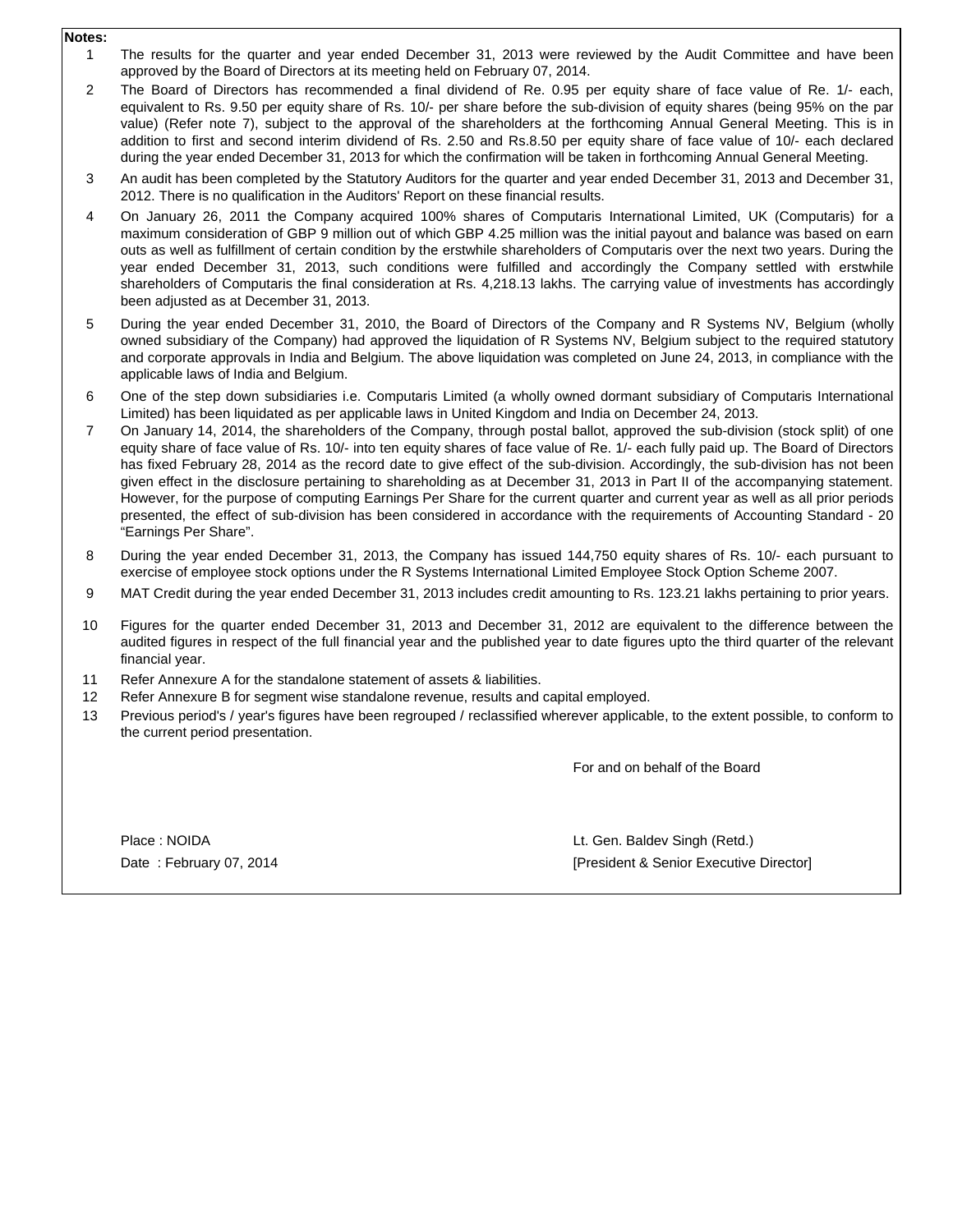**Notes:**

1. The results for the quarter and year ended December 31, 2013 were reviewed by the Audit Committee and have been approved by the Board of Directors at its meeting held on February 07, 2014.
2. The Board of Directors has recommended a final dividend of Re. 0.95 per equity share of face value of Re. 1/- each, equivalent to Rs. 9.50 per equity share of Rs. 10/- per share before the sub-division of equity shares (being 95% on the par value) (Refer note 7), subject to the approval of the shareholders at the forthcoming Annual General Meeting. This is in addition to first and second interim dividend of Rs. 2.50 and Rs.8.50 per equity share of face value of 10/- each declared during the year ended December 31, 2013 for which the confirmation will be taken in forthcoming Annual General Meeting.
3. An audit has been completed by the Statutory Auditors for the quarter and year ended December 31, 2013 and December 31, 2012. There is no qualification in the Auditors' Report on these financial results.
4. On January 26, 2011 the Company acquired 100% shares of Computaris International Limited, UK (Computaris) for a maximum consideration of GBP 9 million out of which GBP 4.25 million was the initial payout and balance was based on earn outs as well as fulfillment of certain condition by the erstwhile shareholders of Computaris over the next two years. During the year ended December 31, 2013, such conditions were fulfilled and accordingly the Company settled with erstwhile shareholders of Computaris the final consideration at Rs. 4,218.13 lakhs. The carrying value of investments has accordingly been adjusted as at December 31, 2013.
5. During the year ended December 31, 2010, the Board of Directors of the Company and R Systems NV, Belgium (wholly owned subsidiary of the Company) had approved the liquidation of R Systems NV, Belgium subject to the required statutory and corporate approvals in India and Belgium. The above liquidation was completed on June 24, 2013, in compliance with the applicable laws of India and Belgium.
6. One of the step down subsidiaries i.e. Computaris Limited (a wholly owned dormant subsidiary of Computaris International Limited) has been liquidated as per applicable laws in United Kingdom and India on December 24, 2013.
7. On January 14, 2014, the shareholders of the Company, through postal ballot, approved the sub-division (stock split) of one equity share of face value of Rs. 10/- into ten equity shares of face value of Re. 1/- each fully paid up. The Board of Directors has fixed February 28, 2014 as the record date to give effect of the sub-division. Accordingly, the sub-division has not been given effect in the disclosure pertaining to shareholding as at December 31, 2013 in Part II of the accompanying statement. However, for the purpose of computing Earnings Per Share for the current quarter and current year as well as all prior periods presented, the effect of sub-division has been considered in accordance with the requirements of Accounting Standard - 20 "Earnings Per Share".
8. During the year ended December 31, 2013, the Company has issued 144,750 equity shares of Rs. 10/- each pursuant to exercise of employee stock options under the R Systems International Limited Employee Stock Option Scheme 2007.
9. MAT Credit during the year ended December 31, 2013 includes credit amounting to Rs. 123.21 lakhs pertaining to prior years.
10. Figures for the quarter ended December 31, 2013 and December 31, 2012 are equivalent to the difference between the audited figures in respect of the full financial year and the published year to date figures upto the third quarter of the relevant financial year.
11. Refer Annexure A for the standalone statement of assets & liabilities.
12. Refer Annexure B for segment wise standalone revenue, results and capital employed.
13. Previous period's / year's figures have been regrouped / reclassified wherever applicable, to the extent possible, to conform to the current period presentation.

For and on behalf of the Board

Place : NOIDA

Date : February 07, 2014

Lt. Gen. Baldev Singh (Retd.)

[President & Senior Executive Director]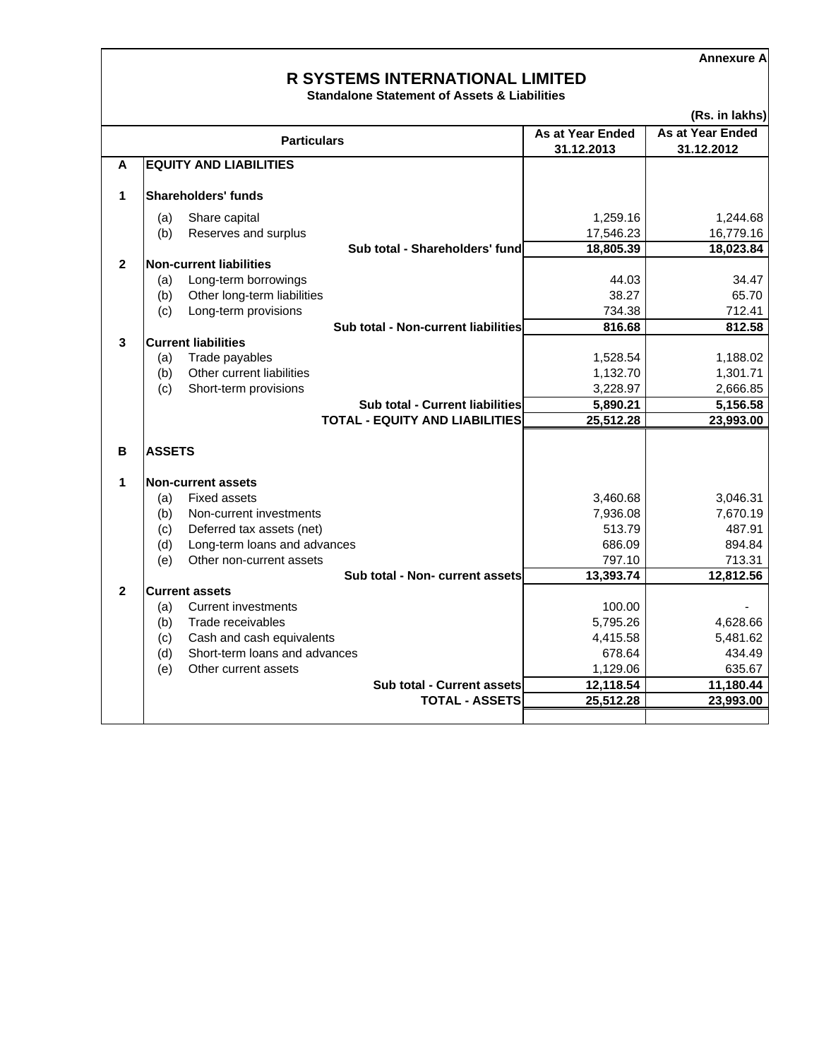Annexure A

# R SYSTEMS INTERNATIONAL LIMITED

**Standalone Statement of Assets & Liabilities**

(Rs. in lakhs)

| | | Particulars | As at Year Ended 31.12.2013 | As at Year Ended 31.12.2012 |
|---|---|---|---|---|
| **A** | | **EQUITY AND LIABILITIES** | | |
| **1** | | **Shareholders' funds** | | |
| | (a) | Share capital | 1,259.16 | 1,244.68 |
| | (b) | Reserves and surplus | 17,546.23 | 16,779.16 |
| | | **Sub total - Shareholders' fund** | **18,805.39** | **18,023.84** |
| **2** | | **Non-current liabilities** | | |
| | (a) | Long-term borrowings | 44.03 | 34.47 |
| | (b) | Other long-term liabilities | 38.27 | 65.70 |
| | (c) | Long-term provisions | 734.38 | 712.41 |
| | | **Sub total - Non-current liabilities** | **816.68** | **812.58** |
| **3** | | **Current liabilities** | | |
| | (a) | Trade payables | 1,528.54 | 1,188.02 |
| | (b) | Other current liabilities | 1,132.70 | 1,301.71 |
| | (c) | Short-term provisions | 3,228.97 | 2,666.85 |
| | | **Sub total - Current liabilities** | **5,890.21** | **5,156.58** |
| | | **TOTAL - EQUITY AND LIABILITIES** | **25,512.28** | **23,993.00** |
| **B** | | **ASSETS** | | |
| **1** | | **Non-current assets** | | |
| | (a) | Fixed assets | 3,460.68 | 3,046.31 |
| | (b) | Non-current investments | 7,936.08 | 7,670.19 |
| | (c) | Deferred tax assets (net) | 513.79 | 487.91 |
| | (d) | Long-term loans and advances | 686.09 | 894.84 |
| | (e) | Other non-current assets | 797.10 | 713.31 |
| | | **Sub total - Non- current assets** | **13,393.74** | **12,812.56** |
| **2** | | **Current assets** | | |
| | (a) | Current investments | 100.00 | - |
| | (b) | Trade receivables | 5,795.26 | 4,628.66 |
| | (c) | Cash and cash equivalents | 4,415.58 | 5,481.62 |
| | (d) | Short-term loans and advances | 678.64 | 434.49 |
| | (e) | Other current assets | 1,129.06 | 635.67 |
| | | **Sub total - Current assets** | **12,118.54** | **11,180.44** |
| | | **TOTAL - ASSETS** | **25,512.28** | **23,993.00** |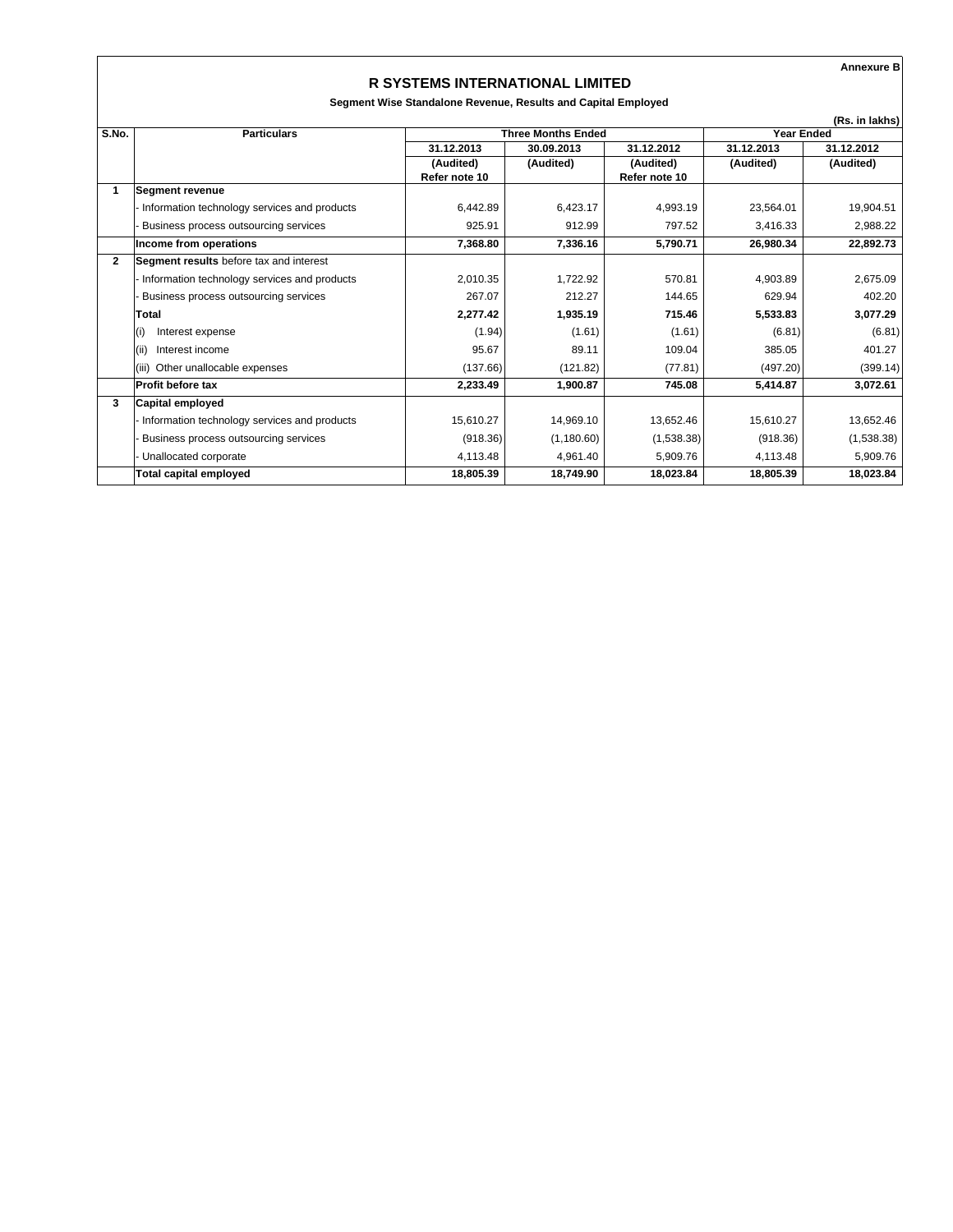Annexure B

# R SYSTEMS INTERNATIONAL LIMITED

**Segment Wise Standalone Revenue, Results and Capital Employed**

(Rs. in lakhs)

| S.No. | Particulars | Three Months Ended | | | Year Ended | |
|---|---|---|---|---|---|---|
| | | 31.12.2013 | 30.09.2013 | 31.12.2012 | 31.12.2013 | 31.12.2012 |
| | | (Audited) Refer note 10 | (Audited) | (Audited) Refer note 10 | (Audited) | (Audited) |
| 1 | **Segment revenue** | | | | | |
| | - Information technology services and products | 6,442.89 | 6,423.17 | 4,993.19 | 23,564.01 | 19,904.51 |
| | - Business process outsourcing services | 925.91 | 912.99 | 797.52 | 3,416.33 | 2,988.22 |
| | **Income from operations** | **7,368.80** | **7,336.16** | **5,790.71** | **26,980.34** | **22,892.73** |
| 2 | **Segment results** before tax and interest | | | | | |
| | - Information technology services and products | 2,010.35 | 1,722.92 | 570.81 | 4,903.89 | 2,675.09 |
| | - Business process outsourcing services | 267.07 | 212.27 | 144.65 | 629.94 | 402.20 |
| | **Total** | **2,277.42** | **1,935.19** | **715.46** | **5,533.83** | **3,077.29** |
| | (i) Interest expense | (1.94) | (1.61) | (1.61) | (6.81) | (6.81) |
| | (ii) Interest income | 95.67 | 89.11 | 109.04 | 385.05 | 401.27 |
| | (iii) Other unallocable expenses | (137.66) | (121.82) | (77.81) | (497.20) | (399.14) |
| | **Profit before tax** | **2,233.49** | **1,900.87** | **745.08** | **5,414.87** | **3,072.61** |
| 3 | **Capital employed** | | | | | |
| | - Information technology services and products | 15,610.27 | 14,969.10 | 13,652.46 | 15,610.27 | 13,652.46 |
| | - Business process outsourcing services | (918.36) | (1,180.60) | (1,538.38) | (918.36) | (1,538.38) |
| | - Unallocated corporate | 4,113.48 | 4,961.40 | 5,909.76 | 4,113.48 | 5,909.76 |
| | **Total capital employed** | **18,805.39** | **18,749.90** | **18,023.84** | **18,805.39** | **18,023.84** |